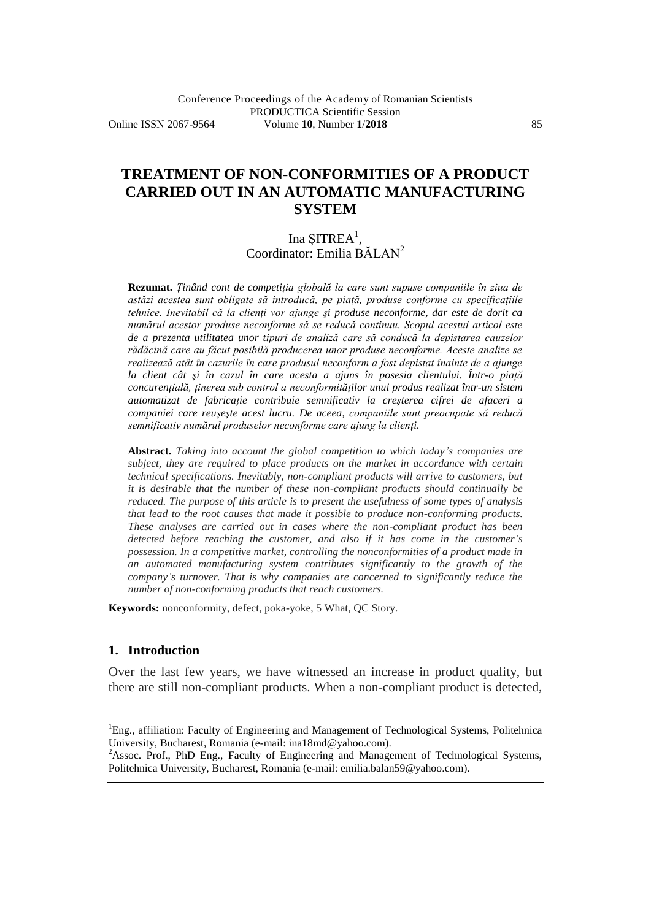# TREATMENT OF NON-CONFORMITIES OF A PRODUCT CARRIED OUT IN AN AUTOMATIC MANUFACTURING SYSTEM

Ina ŞITREA[1],
Coordinator: Emilia BĂLAN[2]

**Rezumat.** *Ţinând cont de competiţia globală la care sunt supuse companiile în ziua de astăzi acestea sunt obligate să introducă, pe piaţă, produse conforme cu specificaţiile tehnice. Inevitabil că la clienţi vor ajunge şi produse neconforme, dar este de dorit ca numărul acestor produse neconforme să se reducă continuu. Scopul acestui articol este de a prezenta utilitatea unor tipuri de analiză care să conducă la depistarea cauzelor rădăcină care au făcut posibilă producerea unor produse neconforme. Aceste analize se realizează atât în cazurile în care produsul neconform a fost depistat înainte de a ajunge la client cât şi în cazul în care acesta a ajuns în posesia clientului. Într-o piaţă concurenţială, ţinerea sub control a neconformităţilor unui produs realizat într-un sistem automatizat de fabricaţie contribuie semnificativ la creşterea cifrei de afaceri a companiei care reuşeşte acest lucru. De aceea, companiile sunt preocupate să reducă semnificativ numărul produselor neconforme care ajung la clienţi.*

**Abstract.** *Taking into account the global competition to which today's companies are subject, they are required to place products on the market in accordance with certain technical specifications. Inevitably, non-compliant products will arrive to customers, but it is desirable that the number of these non-compliant products should continually be reduced. The purpose of this article is to present the usefulness of some types of analysis that lead to the root causes that made it possible to produce non-conforming products. These analyses are carried out in cases where the non-compliant product has been detected before reaching the customer, and also if it has come in the customer's possession. In a competitive market, controlling the nonconformities of a product made in an automated manufacturing system contributes significantly to the growth of the company's turnover. That is why companies are concerned to significantly reduce the number of non-conforming products that reach customers.*

**Keywords:** nonconformity, defect, poka-yoke, 5 What, QC Story.

## 1. Introduction

Over the last few years, we have witnessed an increase in product quality, but there are still non-compliant products. When a non-compliant product is detected,

---

[1]Eng., affiliation: Faculty of Engineering and Management of Technological Systems, Politehnica University, Bucharest, Romania (e-mail: ina18md@yahoo.com).

[2]Assoc. Prof., PhD Eng., Faculty of Engineering and Management of Technological Systems, Politehnica University, Bucharest, Romania (e-mail: emilia.balan59@yahoo.com).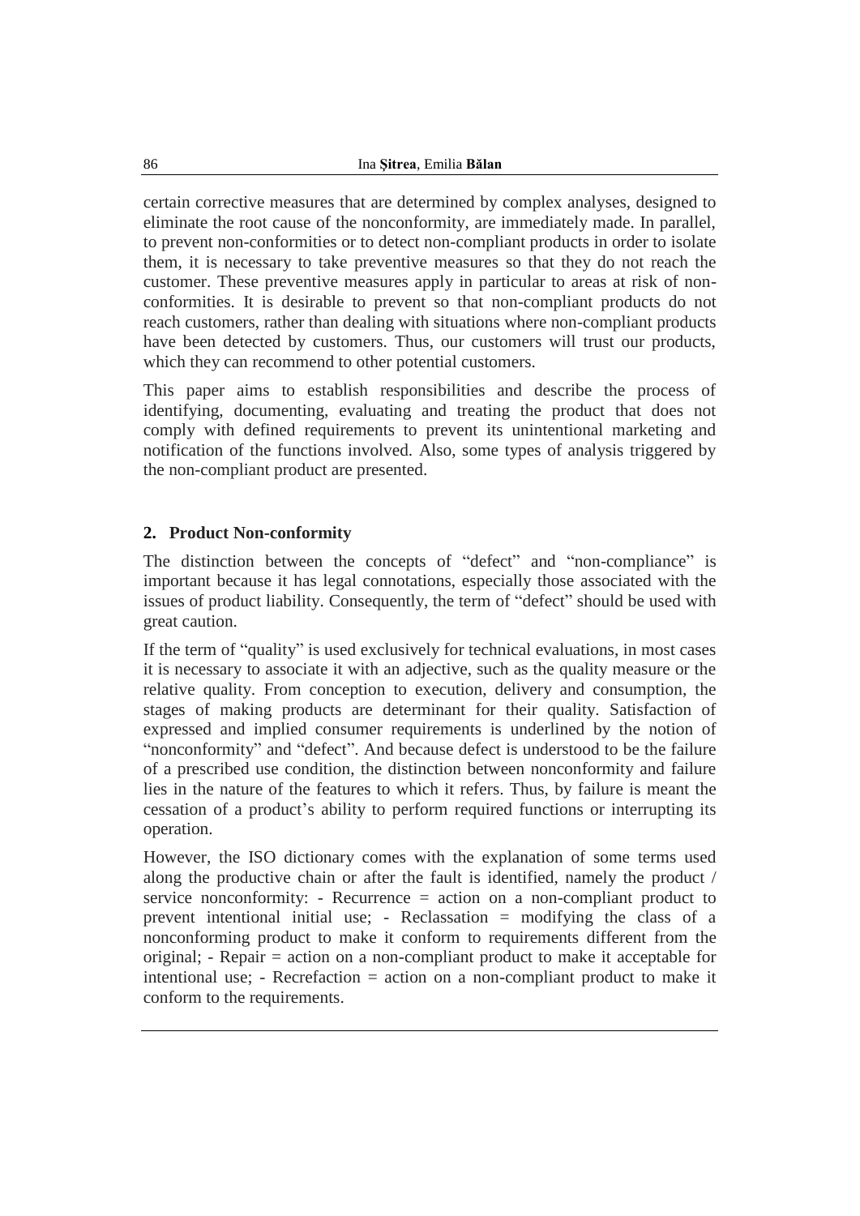certain corrective measures that are determined by complex analyses, designed to eliminate the root cause of the nonconformity, are immediately made. In parallel, to prevent non-conformities or to detect non-compliant products in order to isolate them, it is necessary to take preventive measures so that they do not reach the customer. These preventive measures apply in particular to areas at risk of non-conformities. It is desirable to prevent so that non-compliant products do not reach customers, rather than dealing with situations where non-compliant products have been detected by customers. Thus, our customers will trust our products, which they can recommend to other potential customers.

This paper aims to establish responsibilities and describe the process of identifying, documenting, evaluating and treating the product that does not comply with defined requirements to prevent its unintentional marketing and notification of the functions involved. Also, some types of analysis triggered by the non-compliant product are presented.

## 2. Product Non-conformity

The distinction between the concepts of "defect" and "non-compliance" is important because it has legal connotations, especially those associated with the issues of product liability. Consequently, the term of "defect" should be used with great caution.

If the term of "quality" is used exclusively for technical evaluations, in most cases it is necessary to associate it with an adjective, such as the quality measure or the relative quality. From conception to execution, delivery and consumption, the stages of making products are determinant for their quality. Satisfaction of expressed and implied consumer requirements is underlined by the notion of "nonconformity" and "defect". And because defect is understood to be the failure of a prescribed use condition, the distinction between nonconformity and failure lies in the nature of the features to which it refers. Thus, by failure is meant the cessation of a product's ability to perform required functions or interrupting its operation.

However, the ISO dictionary comes with the explanation of some terms used along the productive chain or after the fault is identified, namely the product / service nonconformity: - Recurrence = action on a non-compliant product to prevent intentional initial use; - Reclassation = modifying the class of a nonconforming product to make it conform to requirements different from the original; - Repair = action on a non-compliant product to make it acceptable for intentional use; - Recrefaction = action on a non-compliant product to make it conform to the requirements.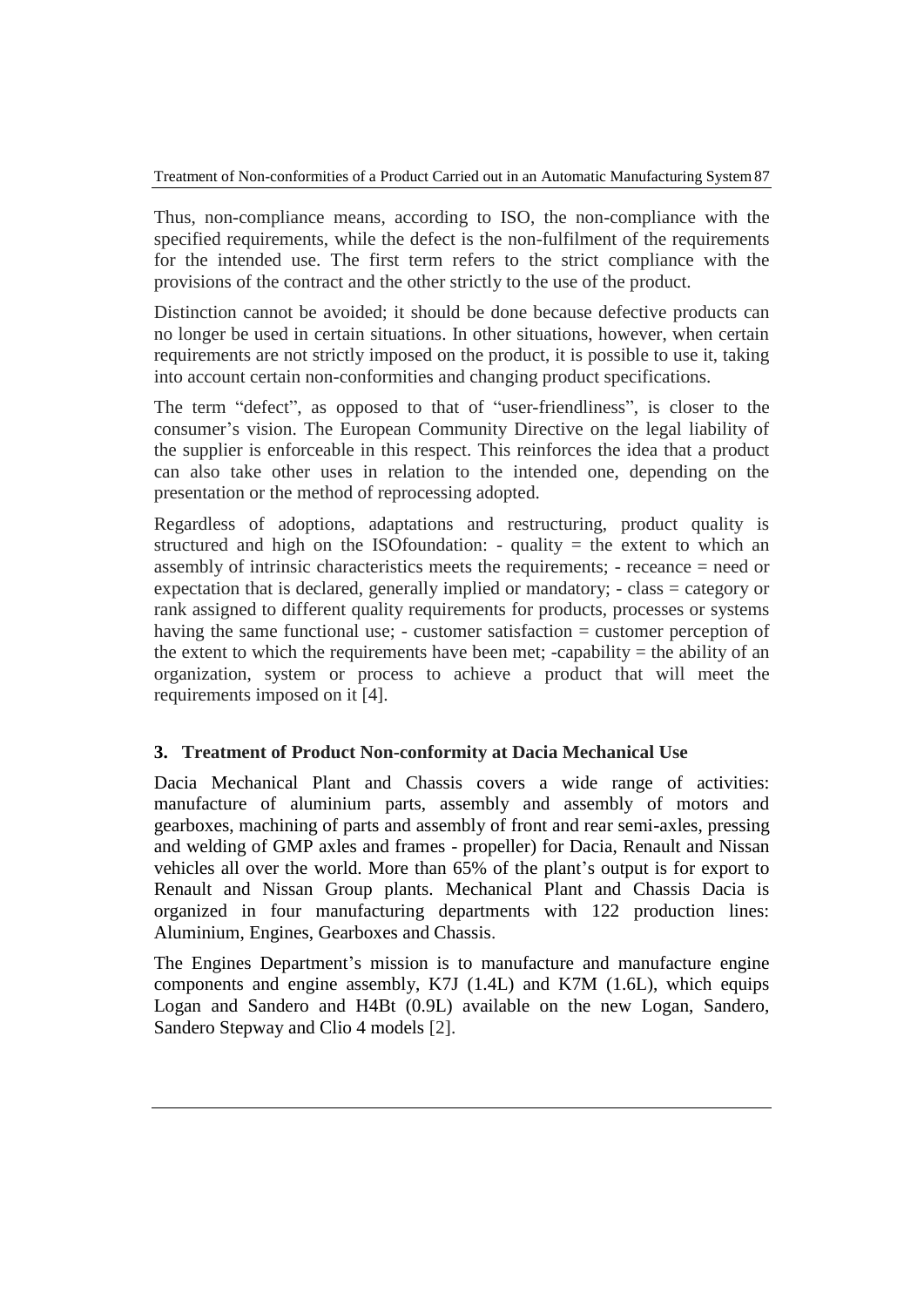Thus, non-compliance means, according to ISO, the non-compliance with the specified requirements, while the defect is the non-fulfilment of the requirements for the intended use. The first term refers to the strict compliance with the provisions of the contract and the other strictly to the use of the product.

Distinction cannot be avoided; it should be done because defective products can no longer be used in certain situations. In other situations, however, when certain requirements are not strictly imposed on the product, it is possible to use it, taking into account certain non-conformities and changing product specifications.

The term "defect", as opposed to that of "user-friendliness", is closer to the consumer's vision. The European Community Directive on the legal liability of the supplier is enforceable in this respect. This reinforces the idea that a product can also take other uses in relation to the intended one, depending on the presentation or the method of reprocessing adopted.

Regardless of adoptions, adaptations and restructuring, product quality is structured and high on the ISOfoundation: - quality = the extent to which an assembly of intrinsic characteristics meets the requirements; - receance = need or expectation that is declared, generally implied or mandatory; - class = category or rank assigned to different quality requirements for products, processes or systems having the same functional use; - customer satisfaction = customer perception of the extent to which the requirements have been met; -capability = the ability of an organization, system or process to achieve a product that will meet the requirements imposed on it [4].

## 3. Treatment of Product Non-conformity at Dacia Mechanical Use

Dacia Mechanical Plant and Chassis covers a wide range of activities: manufacture of aluminium parts, assembly and assembly of motors and gearboxes, machining of parts and assembly of front and rear semi-axles, pressing and welding of GMP axles and frames - propeller) for Dacia, Renault and Nissan vehicles all over the world. More than 65% of the plant's output is for export to Renault and Nissan Group plants. Mechanical Plant and Chassis Dacia is organized in four manufacturing departments with 122 production lines: Aluminium, Engines, Gearboxes and Chassis.

The Engines Department's mission is to manufacture and manufacture engine components and engine assembly, K7J (1.4L) and K7M (1.6L), which equips Logan and Sandero and H4Bt (0.9L) available on the new Logan, Sandero, Sandero Stepway and Clio 4 models [2].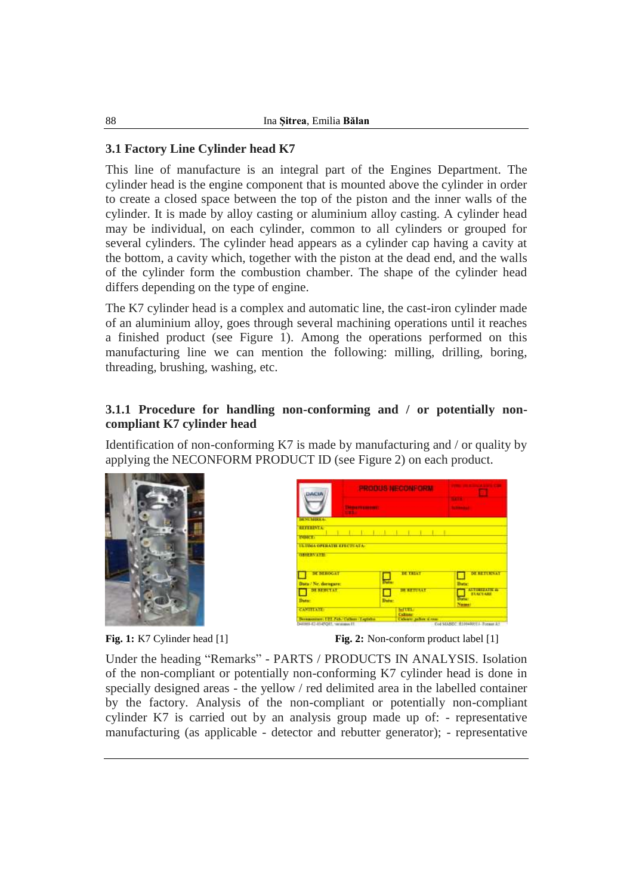### 3.1 Factory Line Cylinder head K7

This line of manufacture is an integral part of the Engines Department. The cylinder head is the engine component that is mounted above the cylinder in order to create a closed space between the top of the piston and the inner walls of the cylinder. It is made by alloy casting or aluminium alloy casting. A cylinder head may be individual, on each cylinder, common to all cylinders or grouped for several cylinders. The cylinder head appears as a cylinder cap having a cavity at the bottom, a cavity which, together with the piston at the dead end, and the walls of the cylinder form the combustion chamber. The shape of the cylinder head differs depending on the type of engine.

The K7 cylinder head is a complex and automatic line, the cast-iron cylinder made of an aluminium alloy, goes through several machining operations until it reaches a finished product (see Figure 1). Among the operations performed on this manufacturing line we can mention the following: milling, drilling, boring, threading, brushing, washing, etc.

#### 3.1.1 Procedure for handling non-conforming and / or potentially non-compliant K7 cylinder head

Identification of non-conforming K7 is made by manufacturing and / or quality by applying the NECONFORM PRODUCT ID (see Figure 2) on each product.

**Fig. 1:** K7 Cylinder head [1]

**Fig. 2:** Non-conform product label [1]

Under the heading "Remarks" - PARTS / PRODUCTS IN ANALYSIS. Isolation of the non-compliant or potentially non-conforming K7 cylinder head is done in specially designed areas - the yellow / red delimited area in the labelled container by the factory. Analysis of the non-compliant or potentially non-compliant cylinder K7 is carried out by an analysis group made up of: - representative manufacturing (as applicable - detector and rebutter generator); - representative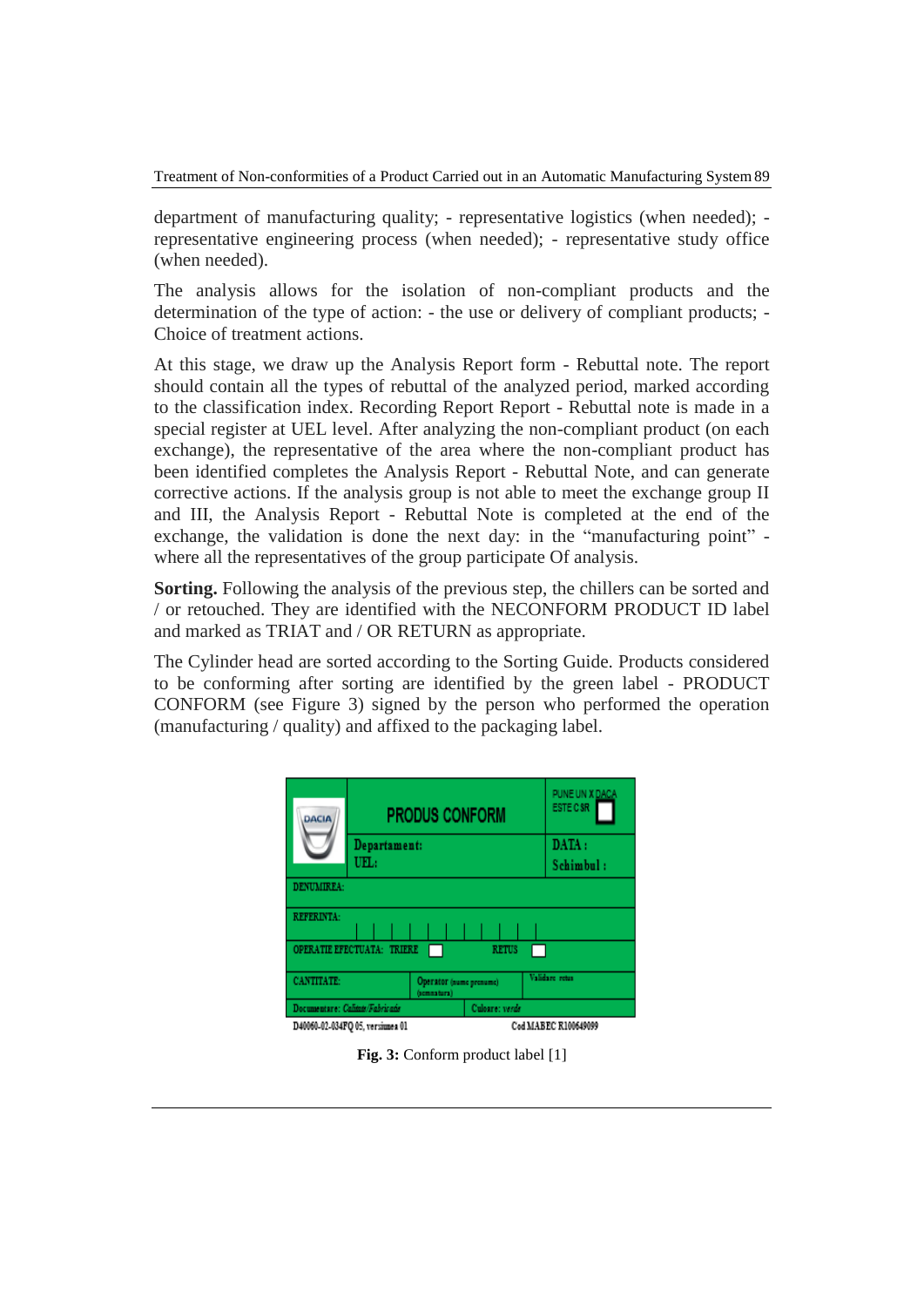department of manufacturing quality; - representative logistics (when needed); - representative engineering process (when needed); - representative study office (when needed).

The analysis allows for the isolation of non-compliant products and the determination of the type of action: - the use or delivery of compliant products; - Choice of treatment actions.

At this stage, we draw up the Analysis Report form - Rebuttal note. The report should contain all the types of rebuttal of the analyzed period, marked according to the classification index. Recording Report Report - Rebuttal note is made in a special register at UEL level. After analyzing the non-compliant product (on each exchange), the representative of the area where the non-compliant product has been identified completes the Analysis Report - Rebuttal Note, and can generate corrective actions. If the analysis group is not able to meet the exchange group II and III, the Analysis Report - Rebuttal Note is completed at the end of the exchange, the validation is done the next day: in the "manufacturing point" - where all the representatives of the group participate Of analysis.

**Sorting.** Following the analysis of the previous step, the chillers can be sorted and / or retouched. They are identified with the NECONFORM PRODUCT ID label and marked as TRIAT and / OR RETURN as appropriate.

The Cylinder head are sorted according to the Sorting Guide. Products considered to be conforming after sorting are identified by the green label - PRODUCT CONFORM (see Figure 3) signed by the person who performed the operation (manufacturing / quality) and affixed to the packaging label.

| DACIA | PRODUS CONFORM | PUNE UN X DACA ESTE CSR ☐ |
|---|---|---|
| | Departament: UEL: | DATA: Schimbul: |
| DENUMIREA: | | |
| REFERINTA: | | |
| OPERATIE EFECTUATA: TRIERE ☐ | RETUS ☐ | |
| CANTITATE: | Operator (nume prenume) (semnatura) | Validare retus |
| Documentare: Calitate/Fabricatie | Culoare: verde | |

D40060-02-034FQ 05, versiunea 01 Cod MABEC R100649099

**Fig. 3:** Conform product label [1]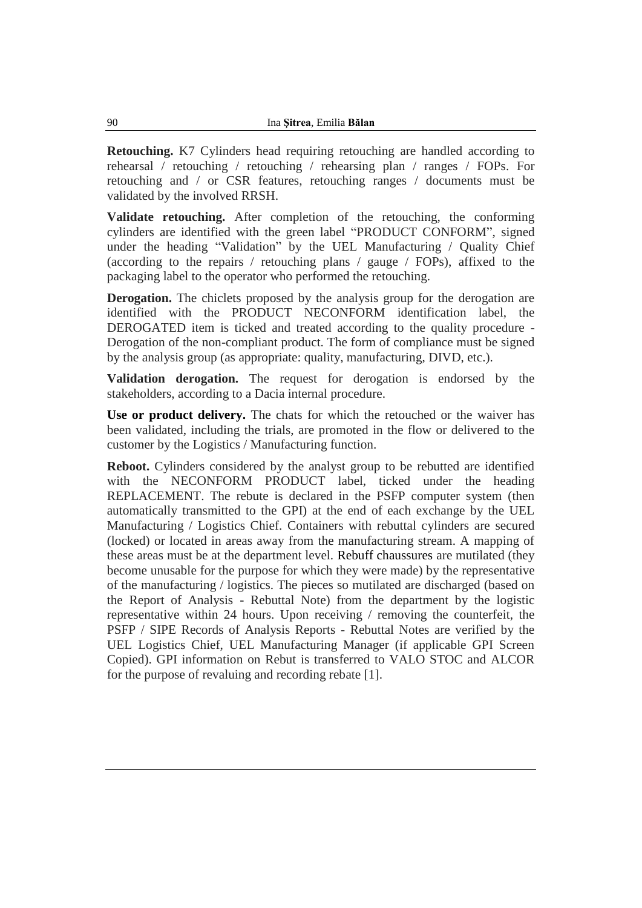**Retouching.** K7 Cylinders head requiring retouching are handled according to rehearsal / retouching / retouching / rehearsing plan / ranges / FOPs. For retouching and / or CSR features, retouching ranges / documents must be validated by the involved RRSH.

**Validate retouching.** After completion of the retouching, the conforming cylinders are identified with the green label "PRODUCT CONFORM", signed under the heading "Validation" by the UEL Manufacturing / Quality Chief (according to the repairs / retouching plans / gauge / FOPs), affixed to the packaging label to the operator who performed the retouching.

**Derogation.** The chiclets proposed by the analysis group for the derogation are identified with the PRODUCT NECONFORM identification label, the DEROGATED item is ticked and treated according to the quality procedure - Derogation of the non-compliant product. The form of compliance must be signed by the analysis group (as appropriate: quality, manufacturing, DIVD, etc.).

**Validation derogation.** The request for derogation is endorsed by the stakeholders, according to a Dacia internal procedure.

**Use or product delivery.** The chats for which the retouched or the waiver has been validated, including the trials, are promoted in the flow or delivered to the customer by the Logistics / Manufacturing function.

**Reboot.** Cylinders considered by the analyst group to be rebutted are identified with the NECONFORM PRODUCT label, ticked under the heading REPLACEMENT. The rebute is declared in the PSFP computer system (then automatically transmitted to the GPI) at the end of each exchange by the UEL Manufacturing / Logistics Chief. Containers with rebuttal cylinders are secured (locked) or located in areas away from the manufacturing stream. A mapping of these areas must be at the department level. Rebuff chaussures are mutilated (they become unusable for the purpose for which they were made) by the representative of the manufacturing / logistics. The pieces so mutilated are discharged (based on the Report of Analysis - Rebuttal Note) from the department by the logistic representative within 24 hours. Upon receiving / removing the counterfeit, the PSFP / SIPE Records of Analysis Reports - Rebuttal Notes are verified by the UEL Logistics Chief, UEL Manufacturing Manager (if applicable GPI Screen Copied). GPI information on Rebut is transferred to VALO STOC and ALCOR for the purpose of revaluing and recording rebate [1].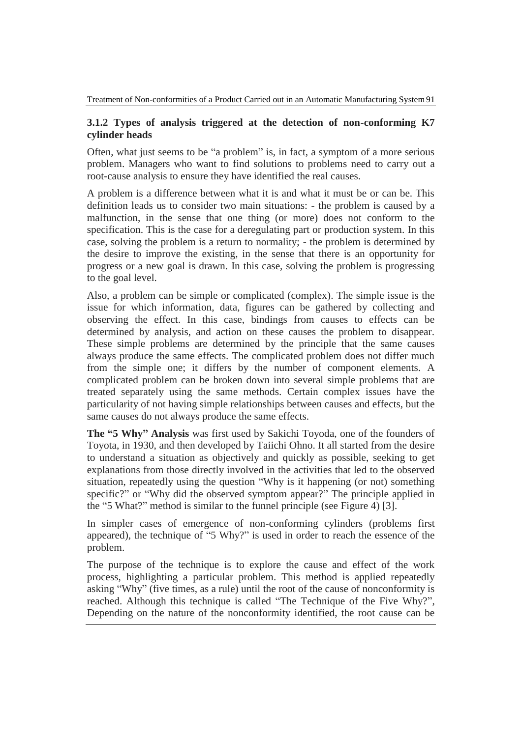### 3.1.2 Types of analysis triggered at the detection of non-conforming K7 cylinder heads

Often, what just seems to be "a problem" is, in fact, a symptom of a more serious problem. Managers who want to find solutions to problems need to carry out a root-cause analysis to ensure they have identified the real causes.

A problem is a difference between what it is and what it must be or can be. This definition leads us to consider two main situations: - the problem is caused by a malfunction, in the sense that one thing (or more) does not conform to the specification. This is the case for a deregulating part or production system. In this case, solving the problem is a return to normality; - the problem is determined by the desire to improve the existing, in the sense that there is an opportunity for progress or a new goal is drawn. In this case, solving the problem is progressing to the goal level.

Also, a problem can be simple or complicated (complex). The simple issue is the issue for which information, data, figures can be gathered by collecting and observing the effect. In this case, bindings from causes to effects can be determined by analysis, and action on these causes the problem to disappear. These simple problems are determined by the principle that the same causes always produce the same effects. The complicated problem does not differ much from the simple one; it differs by the number of component elements. A complicated problem can be broken down into several simple problems that are treated separately using the same methods. Certain complex issues have the particularity of not having simple relationships between causes and effects, but the same causes do not always produce the same effects.

**The "5 Why" Analysis** was first used by Sakichi Toyoda, one of the founders of Toyota, in 1930, and then developed by Taiichi Ohno. It all started from the desire to understand a situation as objectively and quickly as possible, seeking to get explanations from those directly involved in the activities that led to the observed situation, repeatedly using the question "Why is it happening (or not) something specific?" or "Why did the observed symptom appear?" The principle applied in the "5 What?" method is similar to the funnel principle (see Figure 4) [3].

In simpler cases of emergence of non-conforming cylinders (problems first appeared), the technique of "5 Why?" is used in order to reach the essence of the problem.

The purpose of the technique is to explore the cause and effect of the work process, highlighting a particular problem. This method is applied repeatedly asking "Why" (five times, as a rule) until the root of the cause of nonconformity is reached. Although this technique is called "The Technique of the Five Why?", Depending on the nature of the nonconformity identified, the root cause can be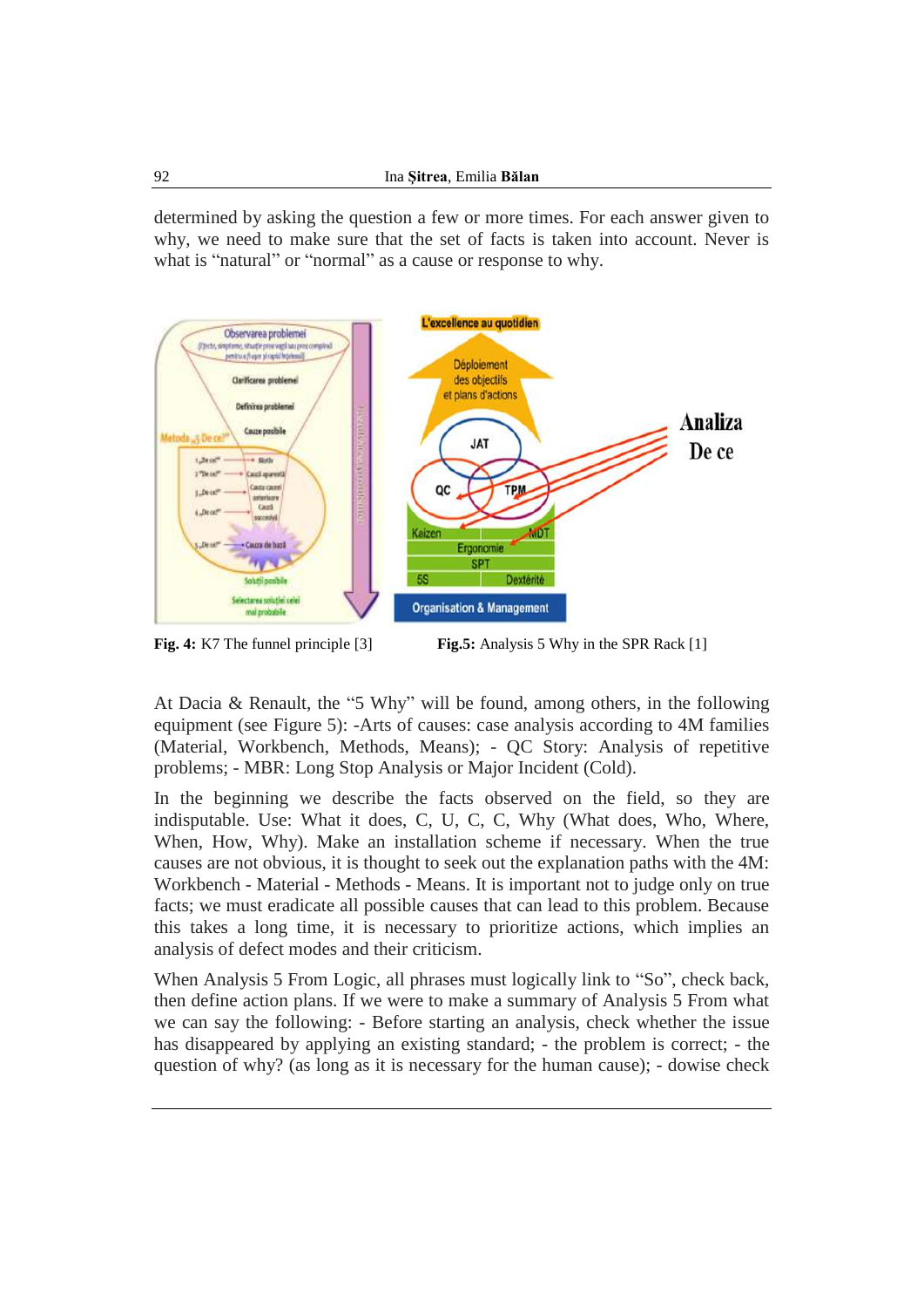determined by asking the question a few or more times. For each answer given to why, we need to make sure that the set of facts is taken into account. Never is what is "natural" or "normal" as a cause or response to why.

**Fig. 4:** K7 The funnel principle [3]

**Fig.5:** Analysis 5 Why in the SPR Rack [1]

At Dacia & Renault, the "5 Why" will be found, among others, in the following equipment (see Figure 5): -Arts of causes: case analysis according to 4M families (Material, Workbench, Methods, Means); - QC Story: Analysis of repetitive problems; - MBR: Long Stop Analysis or Major Incident (Cold).

In the beginning we describe the facts observed on the field, so they are indisputable. Use: What it does, C, U, C, C, Why (What does, Who, Where, When, How, Why). Make an installation scheme if necessary. When the true causes are not obvious, it is thought to seek out the explanation paths with the 4M: Workbench - Material - Methods - Means. It is important not to judge only on true facts; we must eradicate all possible causes that can lead to this problem. Because this takes a long time, it is necessary to prioritize actions, which implies an analysis of defect modes and their criticism.

When Analysis 5 From Logic, all phrases must logically link to "So", check back, then define action plans. If we were to make a summary of Analysis 5 From what we can say the following: - Before starting an analysis, check whether the issue has disappeared by applying an existing standard; - the problem is correct; - the question of why? (as long as it is necessary for the human cause); - dowise check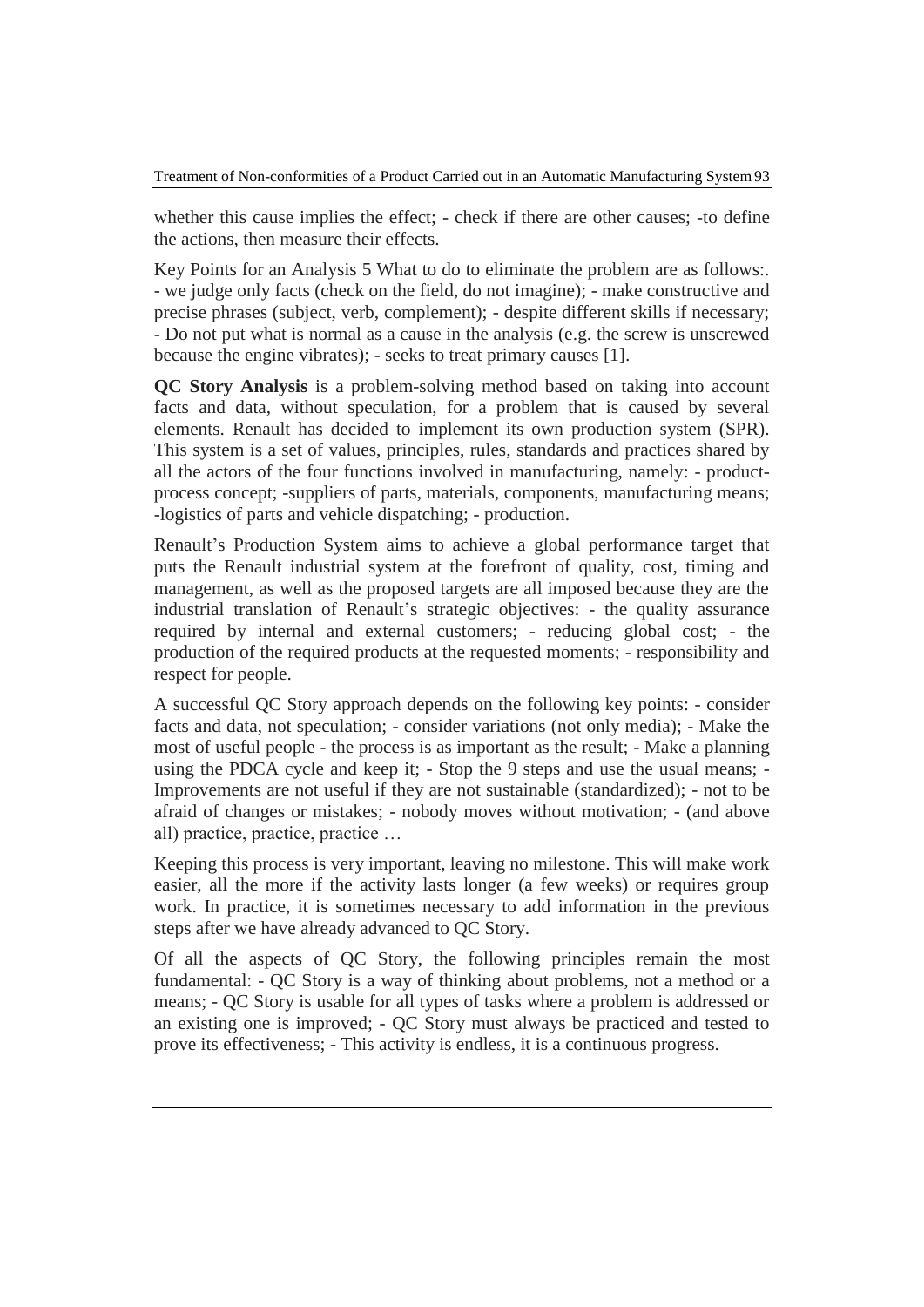whether this cause implies the effect; - check if there are other causes; -to define the actions, then measure their effects.

Key Points for an Analysis 5 What to do to eliminate the problem are as follows:. - we judge only facts (check on the field, do not imagine); - make constructive and precise phrases (subject, verb, complement); - despite different skills if necessary; - Do not put what is normal as a cause in the analysis (e.g. the screw is unscrewed because the engine vibrates); - seeks to treat primary causes [1].

**QC Story Analysis** is a problem-solving method based on taking into account facts and data, without speculation, for a problem that is caused by several elements. Renault has decided to implement its own production system (SPR). This system is a set of values, principles, rules, standards and practices shared by all the actors of the four functions involved in manufacturing, namely: - product-process concept; -suppliers of parts, materials, components, manufacturing means; -logistics of parts and vehicle dispatching; - production.

Renault's Production System aims to achieve a global performance target that puts the Renault industrial system at the forefront of quality, cost, timing and management, as well as the proposed targets are all imposed because they are the industrial translation of Renault's strategic objectives: - the quality assurance required by internal and external customers; - reducing global cost; - the production of the required products at the requested moments; - responsibility and respect for people.

A successful QC Story approach depends on the following key points: - consider facts and data, not speculation; - consider variations (not only media); - Make the most of useful people - the process is as important as the result; - Make a planning using the PDCA cycle and keep it; - Stop the 9 steps and use the usual means; - Improvements are not useful if they are not sustainable (standardized); - not to be afraid of changes or mistakes; - nobody moves without motivation; - (and above all) practice, practice, practice …

Keeping this process is very important, leaving no milestone. This will make work easier, all the more if the activity lasts longer (a few weeks) or requires group work. In practice, it is sometimes necessary to add information in the previous steps after we have already advanced to QC Story.

Of all the aspects of QC Story, the following principles remain the most fundamental: - QC Story is a way of thinking about problems, not a method or a means; - QC Story is usable for all types of tasks where a problem is addressed or an existing one is improved; - QC Story must always be practiced and tested to prove its effectiveness; - This activity is endless, it is a continuous progress.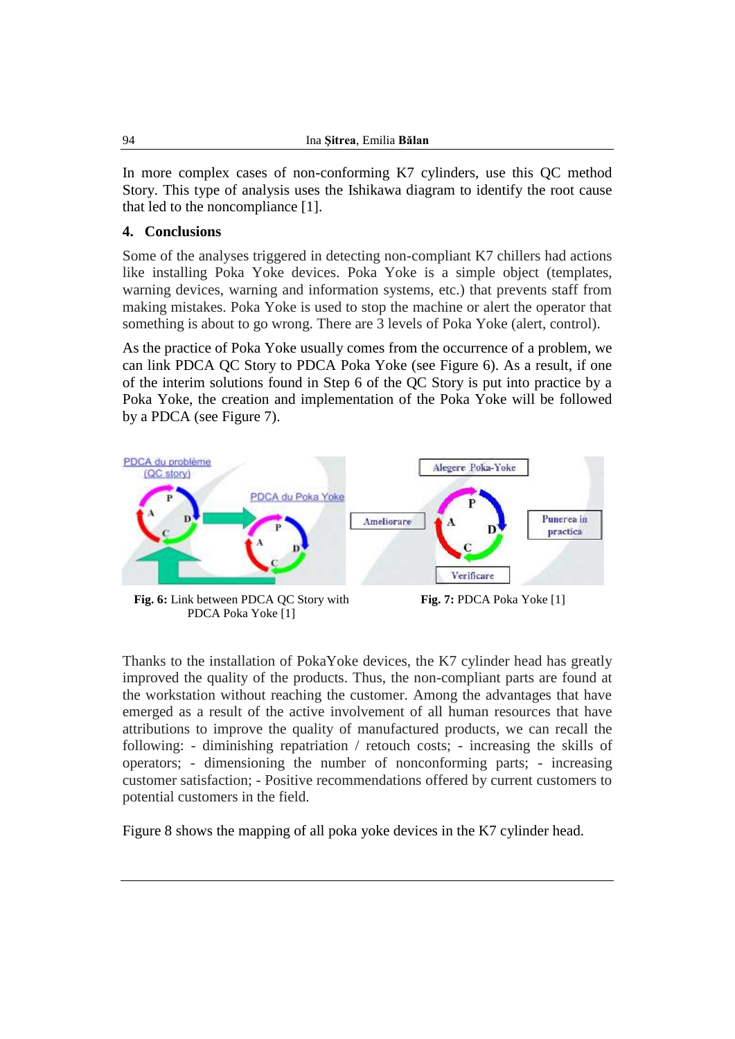In more complex cases of non-conforming K7 cylinders, use this QC method Story. This type of analysis uses the Ishikawa diagram to identify the root cause that led to the noncompliance [1].

## 4. Conclusions

Some of the analyses triggered in detecting non-compliant K7 chillers had actions like installing Poka Yoke devices. Poka Yoke is a simple object (templates, warning devices, warning and information systems, etc.) that prevents staff from making mistakes. Poka Yoke is used to stop the machine or alert the operator that something is about to go wrong. There are 3 levels of Poka Yoke (alert, control).

As the practice of Poka Yoke usually comes from the occurrence of a problem, we can link PDCA QC Story to PDCA Poka Yoke (see Figure 6). As a result, if one of the interim solutions found in Step 6 of the QC Story is put into practice by a Poka Yoke, the creation and implementation of the Poka Yoke will be followed by a PDCA (see Figure 7).

**Fig. 6:** Link between PDCA QC Story with PDCA Poka Yoke [1]

**Fig. 7:** PDCA Poka Yoke [1]

Thanks to the installation of PokaYoke devices, the K7 cylinder head has greatly improved the quality of the products. Thus, the non-compliant parts are found at the workstation without reaching the customer. Among the advantages that have emerged as a result of the active involvement of all human resources that have attributions to improve the quality of manufactured products, we can recall the following: - diminishing repatriation / retouch costs; - increasing the skills of operators; - dimensioning the number of nonconforming parts; - increasing customer satisfaction; - Positive recommendations offered by current customers to potential customers in the field.

Figure 8 shows the mapping of all poka yoke devices in the K7 cylinder head.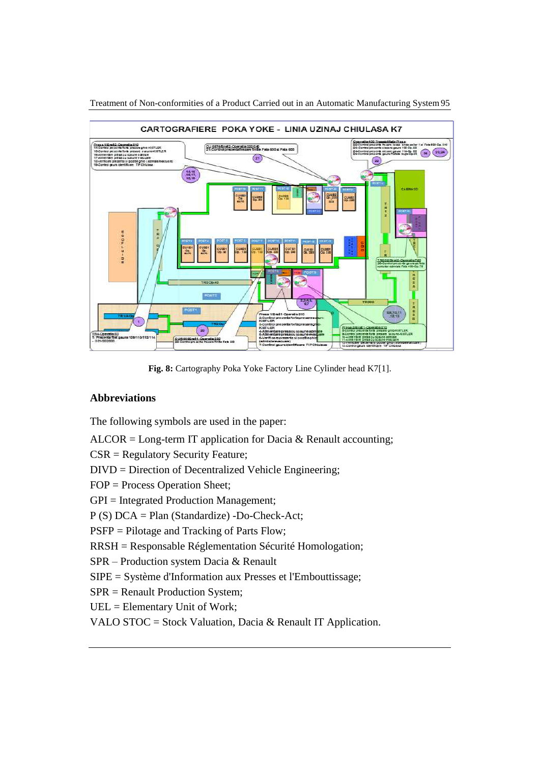**Fig. 8:** Cartography Poka Yoke Factory Line Cylinder head K7[1].

## Abbreviations

The following symbols are used in the paper:

ALCOR = Long-term IT application for Dacia & Renault accounting;

CSR = Regulatory Security Feature;

DIVD = Direction of Decentralized Vehicle Engineering;

FOP = Process Operation Sheet;

GPI = Integrated Production Management;

P (S) DCA = Plan (Standardize) -Do-Check-Act;

PSFP = Pilotage and Tracking of Parts Flow;

RRSH = Responsable Réglementation Sécurité Homologation;

SPR – Production system Dacia & Renault

SIPE = Système d'Information aux Presses et l'Emboutissage;

SPR = Renault Production System;

UEL = Elementary Unit of Work;

VALO STOC = Stock Valuation, Dacia & Renault IT Application.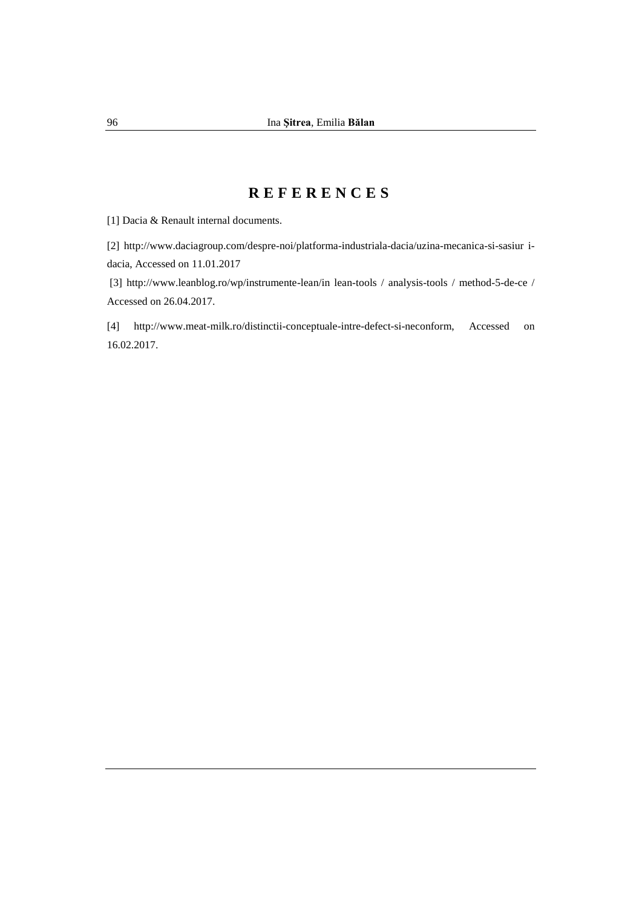# REFERENCES

[1] Dacia & Renault internal documents.

[2] http://www.daciagroup.com/despre-noi/platforma-industriala-dacia/uzina-mecanica-si-sasiur i-dacia, Accessed on 11.01.2017

[3] http://www.leanblog.ro/wp/instrumente-lean/in lean-tools / analysis-tools / method-5-de-ce / Accessed on 26.04.2017.

[4] http://www.meat-milk.ro/distinctii-conceptuale-intre-defect-si-neconform, Accessed on 16.02.2017.